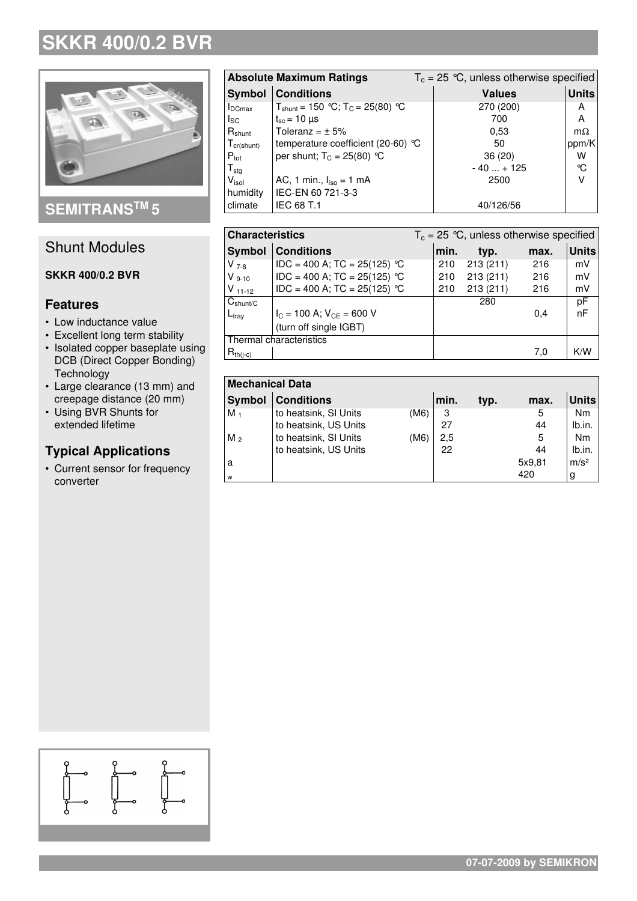# SKKR 400/0.2 BVR

SEMITRANS$^{TM}$ 5

## Shunt Modules

**SKKR 400/0.2 BVR**

### Features

- Low inductance value
- Excellent long term stability
- Isolated copper baseplate using DCB (Direct Copper Bonding) Technology
- Large clearance (13 mm) and creepage distance (20 mm)
- Using BVR Shunts for extended lifetime

### Typical Applications

- Current sensor for frequency converter

| Absolute Maximum Ratings | $T_c$ = 25 °C, unless otherwise specified | | |
|---|---|---|---|
| **Symbol** | **Conditions** | **Values** | **Units** |
| $I_{DCmax}$ | $T_{shunt}$ = 150 °C; $T_C$ = 25(80) °C | 270 (200) | A |
| $I_{SC}$ | $t_{sc}$ = 10 µs | 700 | A |
| $R_{shunt}$ | Toleranz = ± 5% | 0,53 | mΩ |
| $T_{cr(shunt)}$ | temperature coefficient (20-60) °C | 50 | ppm/K |
| $P_{tot}$ | per shunt; $T_C$ = 25(80) °C | 36 (20) | W |
| $T_{stg}$ | | - 40 ... + 125 | °C |
| $V_{isol}$ | AC, 1 min., $I_{iso}$ = 1 mA | 2500 | V |
| humidity | IEC-EN 60 721-3-3 | | |
| climate | IEC 68 T.1 | 40/126/56 | |

| Characteristics | $T_c$ = 25 °C, unless otherwise specified | | | | |
|---|---|---|---|---|---|
| **Symbol** | **Conditions** | **min.** | **typ.** | **max.** | **Units** |
| $V_{7-8}$ | IDC = 400 A; TC = 25(125) °C | 210 | 213 (211) | 216 | mV |
| $V_{9-10}$ | IDC = 400 A; TC = 25(125) °C | 210 | 213 (211) | 216 | mV |
| $V_{11-12}$ | IDC = 400 A; TC = 25(125) °C | 210 | 213 (211) | 216 | mV |
| $C_{shunt/C}$ | | | 280 | | pF |
| $L_{tray}$ | $I_C$ = 100 A; $V_{CE}$ = 600 V (turn off single IGBT) | | | 0,4 | nF |
| Thermal characteristics | | | | | |
| $R_{th(j-c)}$ | | | | 7,0 | K/W |

| Mechanical Data | | | | | | |
|---|---|---|---|---|---|---|
| **Symbol** | **Conditions** | | **min.** | **typ.** | **max.** | **Units** |
| $M_1$ | to heatsink, SI Units | (M6) | 3 | | 5 | Nm |
| | to heatsink, US Units | | 27 | | 44 | lb.in. |
| $M_2$ | to heatsink, SI Units | (M6) | 2,5 | | 5 | Nm |
| | to heatsink, US Units | | 22 | | 44 | lb.in. |
| a | | | | | 5x9,81 | m/s² |
| w | | | | | 420 | g |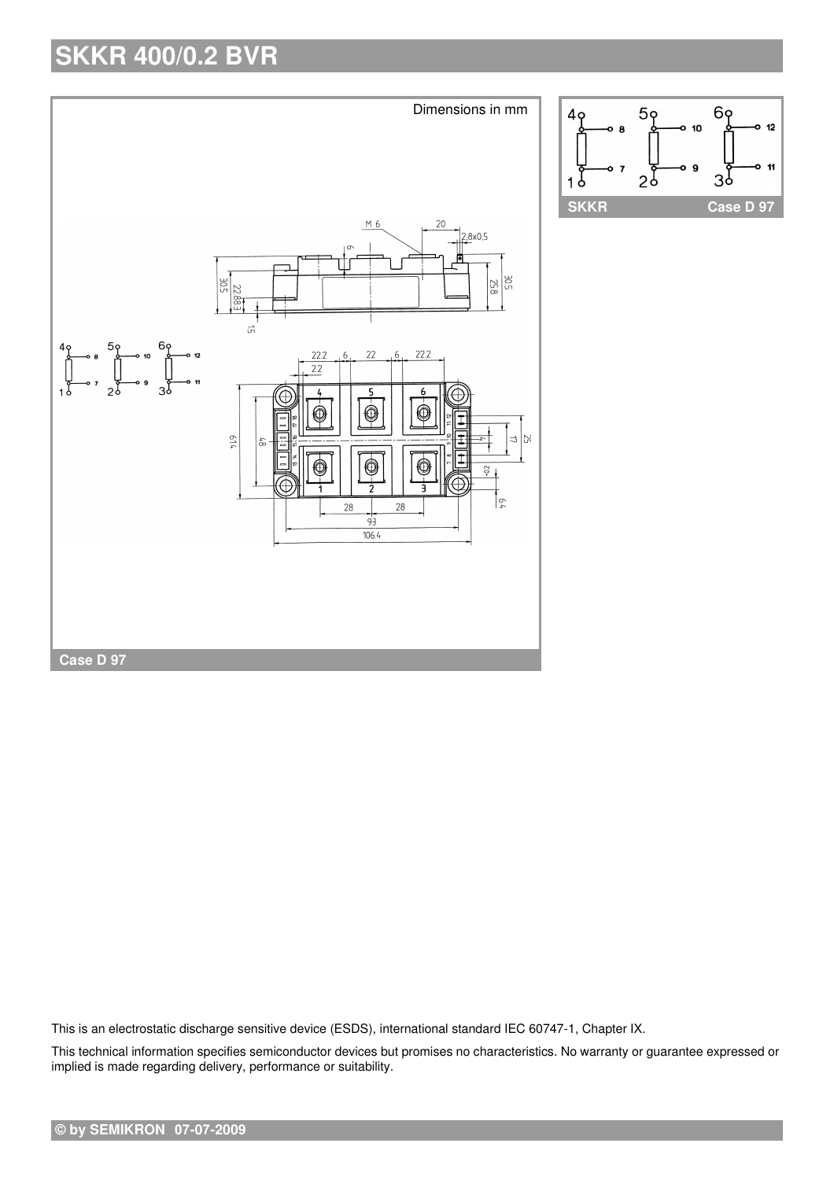# SKKR 400/0.2 BVR

Dimensions in mm

M 6
20
2,8x0,5
6
30,5
22,8
8,3
25,8
30,5
15

22,2
6
22
6
22,2
22

61,4
48
17
25
4
10,2
6,4

28
28
93
106,4

Case D 97

SKKR Case D 97

This is an electrostatic discharge sensitive device (ESDS), international standard IEC 60747-1, Chapter IX.

This technical information specifies semiconductor devices but promises no characteristics. No warranty or guarantee expressed or implied is made regarding delivery, performance or suitability.

© by SEMIKRON 07-07-2009